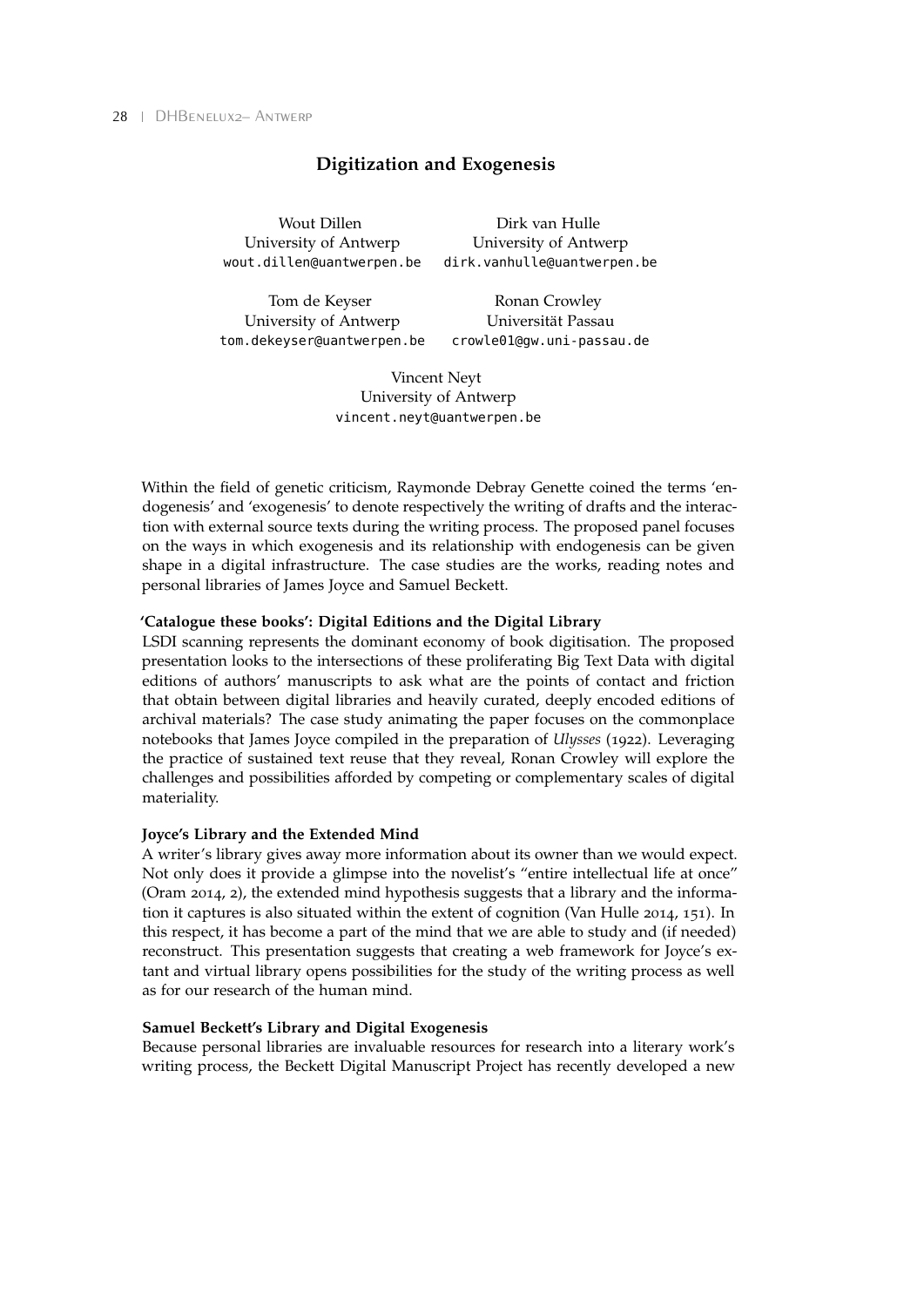# Digitization and Exogenesis

Wout Dillen
University of Antwerp
wout.dillen@uantwerpen.be

Dirk van Hulle
University of Antwerp
dirk.vanhulle@uantwerpen.be

Tom de Keyser
University of Antwerp
tom.dekeyser@uantwerpen.be

Ronan Crowley
Universität Passau
crowle01@gw.uni-passau.de

Vincent Neyt
University of Antwerp
vincent.neyt@uantwerpen.be

Within the field of genetic criticism, Raymonde Debray Genette coined the terms 'endogenesis' and 'exogenesis' to denote respectively the writing of drafts and the interaction with external source texts during the writing process. The proposed panel focuses on the ways in which exogenesis and its relationship with endogenesis can be given shape in a digital infrastructure. The case studies are the works, reading notes and personal libraries of James Joyce and Samuel Beckett.

**'Catalogue these books': Digital Editions and the Digital Library**

LSDI scanning represents the dominant economy of book digitisation. The proposed presentation looks to the intersections of these proliferating Big Text Data with digital editions of authors' manuscripts to ask what are the points of contact and friction that obtain between digital libraries and heavily curated, deeply encoded editions of archival materials? The case study animating the paper focuses on the commonplace notebooks that James Joyce compiled in the preparation of *Ulysses* (1922). Leveraging the practice of sustained text reuse that they reveal, Ronan Crowley will explore the challenges and possibilities afforded by competing or complementary scales of digital materiality.

**Joyce's Library and the Extended Mind**

A writer's library gives away more information about its owner than we would expect. Not only does it provide a glimpse into the novelist's "entire intellectual life at once" (Oram 2014, 2), the extended mind hypothesis suggests that a library and the information it captures is also situated within the extent of cognition (Van Hulle 2014, 151). In this respect, it has become a part of the mind that we are able to study and (if needed) reconstruct. This presentation suggests that creating a web framework for Joyce's extant and virtual library opens possibilities for the study of the writing process as well as for our research of the human mind.

**Samuel Beckett's Library and Digital Exogenesis**

Because personal libraries are invaluable resources for research into a literary work's writing process, the Beckett Digital Manuscript Project has recently developed a new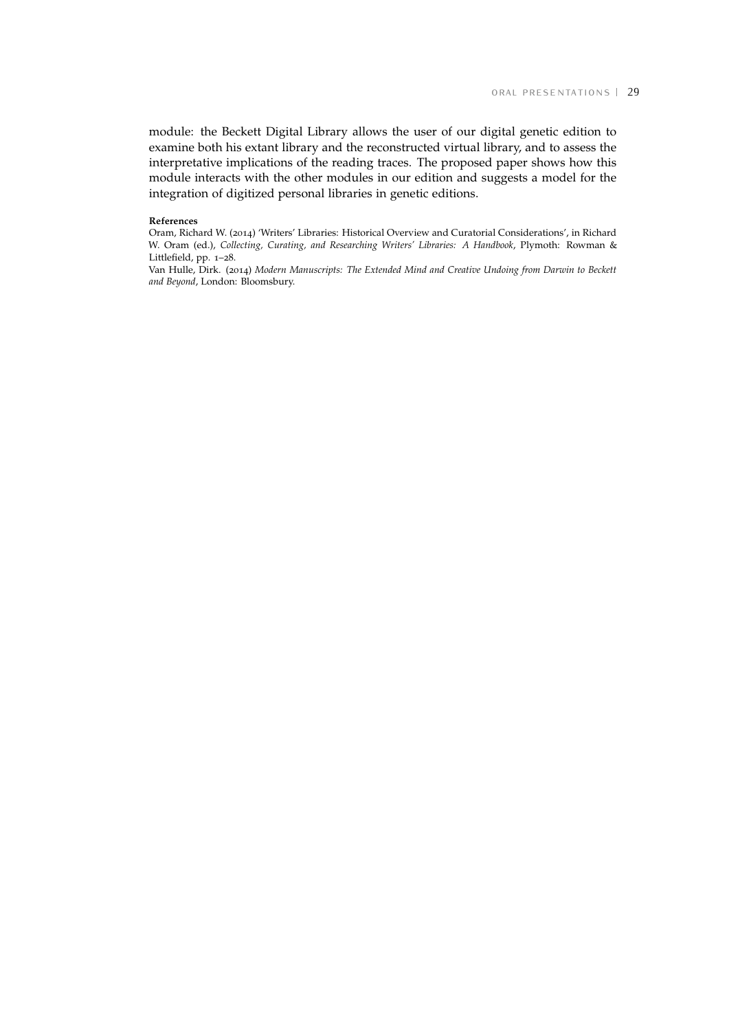module: the Beckett Digital Library allows the user of our digital genetic edition to examine both his extant library and the reconstructed virtual library, and to assess the interpretative implications of the reading traces. The proposed paper shows how this module interacts with the other modules in our edition and suggests a model for the integration of digitized personal libraries in genetic editions.

**References**

Oram, Richard W. (2014) 'Writers' Libraries: Historical Overview and Curatorial Considerations', in Richard W. Oram (ed.), *Collecting, Curating, and Researching Writers' Libraries: A Handbook*, Plymoth: Rowman & Littlefield, pp. 1–28.

Van Hulle, Dirk. (2014) *Modern Manuscripts: The Extended Mind and Creative Undoing from Darwin to Beckett and Beyond*, London: Bloomsbury.